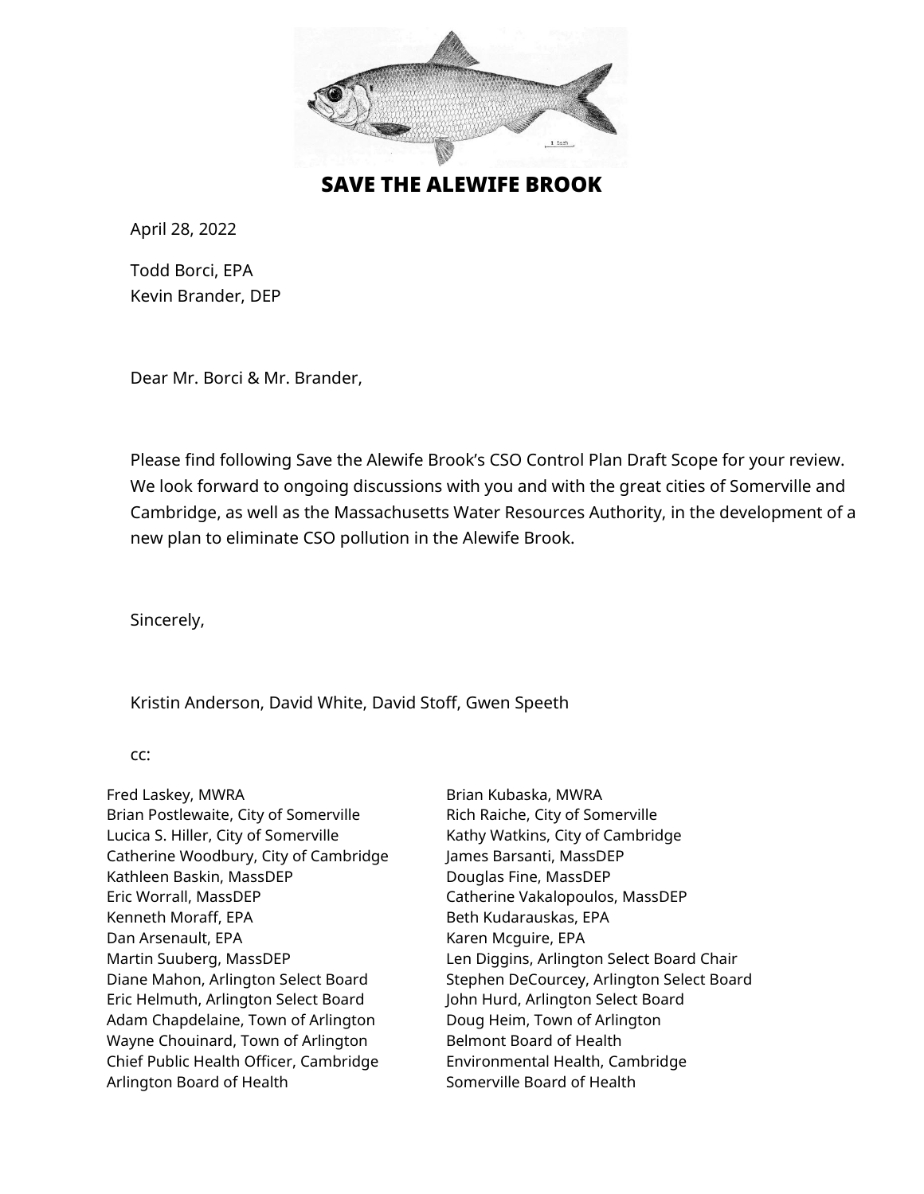# SAVE THE ALEWIFE BROOK

April 28, 2022

Todd Borci, EPA
Kevin Brander, DEP

Dear Mr. Borci & Mr. Brander,

Please find following Save the Alewife Brook's CSO Control Plan Draft Scope for your review. We look forward to ongoing discussions with you and with the great cities of Somerville and Cambridge, as well as the Massachusetts Water Resources Authority, in the development of a new plan to eliminate CSO pollution in the Alewife Brook.

Sincerely,

Kristin Anderson, David White, David Stoff, Gwen Speeth

cc:

Fred Laskey, MWRA
Brian Postlewaite, City of Somerville
Lucica S. Hiller, City of Somerville
Catherine Woodbury, City of Cambridge
Kathleen Baskin, MassDEP
Eric Worrall, MassDEP
Kenneth Moraff, EPA
Dan Arsenault, EPA
Martin Suuberg, MassDEP
Diane Mahon, Arlington Select Board
Eric Helmuth, Arlington Select Board
Adam Chapdelaine, Town of Arlington
Wayne Chouinard, Town of Arlington
Chief Public Health Officer, Cambridge
Arlington Board of Health
Brian Kubaska, MWRA
Rich Raiche, City of Somerville
Kathy Watkins, City of Cambridge
James Barsanti, MassDEP
Douglas Fine, MassDEP
Catherine Vakalopoulos, MassDEP
Beth Kudarauskas, EPA
Karen Mcguire, EPA
Len Diggins, Arlington Select Board Chair
Stephen DeCourcey, Arlington Select Board
John Hurd, Arlington Select Board
Doug Heim, Town of Arlington
Belmont Board of Health
Environmental Health, Cambridge
Somerville Board of Health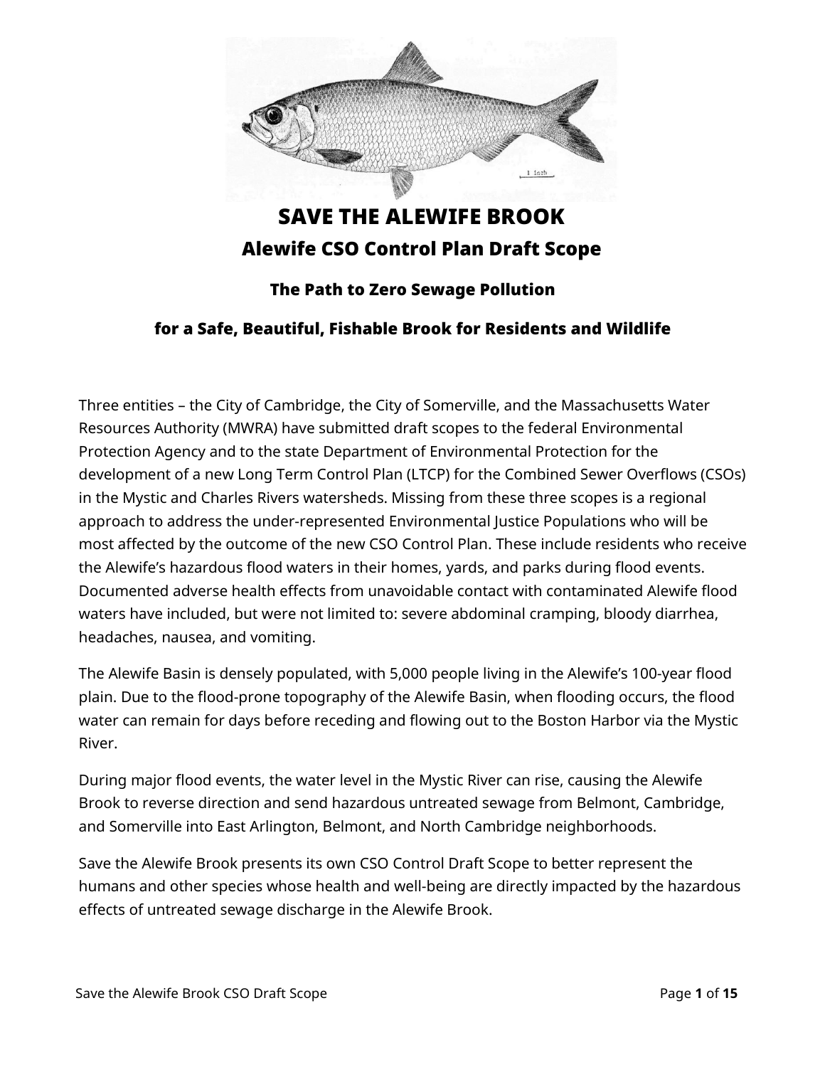# SAVE THE ALEWIFE BROOK

## Alewife CSO Control Plan Draft Scope

### The Path to Zero Sewage Pollution

### for a Safe, Beautiful, Fishable Brook for Residents and Wildlife

Three entities – the City of Cambridge, the City of Somerville, and the Massachusetts Water Resources Authority (MWRA) have submitted draft scopes to the federal Environmental Protection Agency and to the state Department of Environmental Protection for the development of a new Long Term Control Plan (LTCP) for the Combined Sewer Overflows (CSOs) in the Mystic and Charles Rivers watersheds. Missing from these three scopes is a regional approach to address the under-represented Environmental Justice Populations who will be most affected by the outcome of the new CSO Control Plan. These include residents who receive the Alewife's hazardous flood waters in their homes, yards, and parks during flood events. Documented adverse health effects from unavoidable contact with contaminated Alewife flood waters have included, but were not limited to: severe abdominal cramping, bloody diarrhea, headaches, nausea, and vomiting.

The Alewife Basin is densely populated, with 5,000 people living in the Alewife's 100-year flood plain. Due to the flood-prone topography of the Alewife Basin, when flooding occurs, the flood water can remain for days before receding and flowing out to the Boston Harbor via the Mystic River.

During major flood events, the water level in the Mystic River can rise, causing the Alewife Brook to reverse direction and send hazardous untreated sewage from Belmont, Cambridge, and Somerville into East Arlington, Belmont, and North Cambridge neighborhoods.

Save the Alewife Brook presents its own CSO Control Draft Scope to better represent the humans and other species whose health and well-being are directly impacted by the hazardous effects of untreated sewage discharge in the Alewife Brook.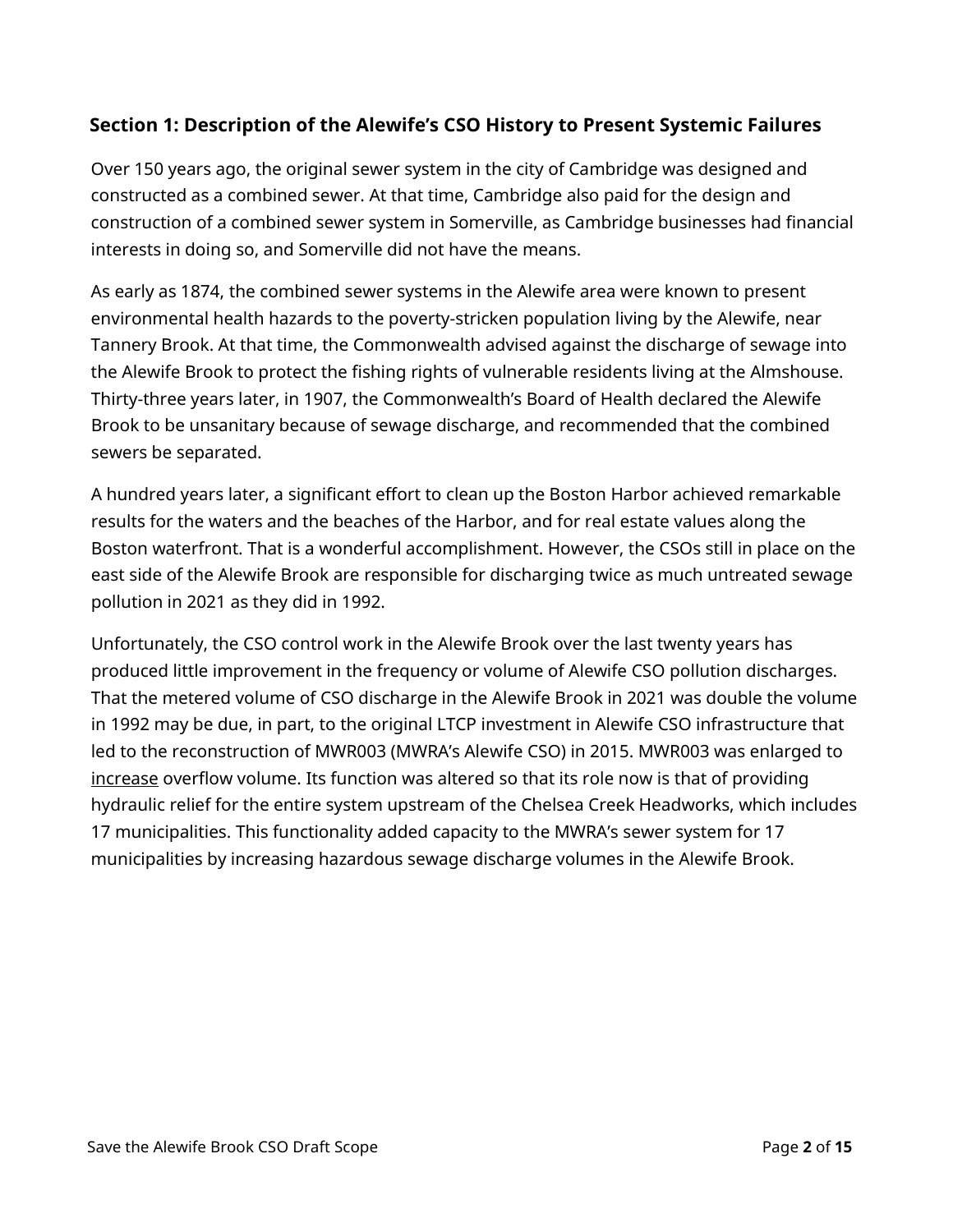## Section 1: Description of the Alewife's CSO History to Present Systemic Failures

Over 150 years ago, the original sewer system in the city of Cambridge was designed and constructed as a combined sewer. At that time, Cambridge also paid for the design and construction of a combined sewer system in Somerville, as Cambridge businesses had financial interests in doing so, and Somerville did not have the means.

As early as 1874, the combined sewer systems in the Alewife area were known to present environmental health hazards to the poverty-stricken population living by the Alewife, near Tannery Brook. At that time, the Commonwealth advised against the discharge of sewage into the Alewife Brook to protect the fishing rights of vulnerable residents living at the Almshouse. Thirty-three years later, in 1907, the Commonwealth's Board of Health declared the Alewife Brook to be unsanitary because of sewage discharge, and recommended that the combined sewers be separated.

A hundred years later, a significant effort to clean up the Boston Harbor achieved remarkable results for the waters and the beaches of the Harbor, and for real estate values along the Boston waterfront. That is a wonderful accomplishment. However, the CSOs still in place on the east side of the Alewife Brook are responsible for discharging twice as much untreated sewage pollution in 2021 as they did in 1992.

Unfortunately, the CSO control work in the Alewife Brook over the last twenty years has produced little improvement in the frequency or volume of Alewife CSO pollution discharges. That the metered volume of CSO discharge in the Alewife Brook in 2021 was double the volume in 1992 may be due, in part, to the original LTCP investment in Alewife CSO infrastructure that led to the reconstruction of MWR003 (MWRA's Alewife CSO) in 2015. MWR003 was enlarged to <u>increase</u> overflow volume. Its function was altered so that its role now is that of providing hydraulic relief for the entire system upstream of the Chelsea Creek Headworks, which includes 17 municipalities. This functionality added capacity to the MWRA's sewer system for 17 municipalities by increasing hazardous sewage discharge volumes in the Alewife Brook.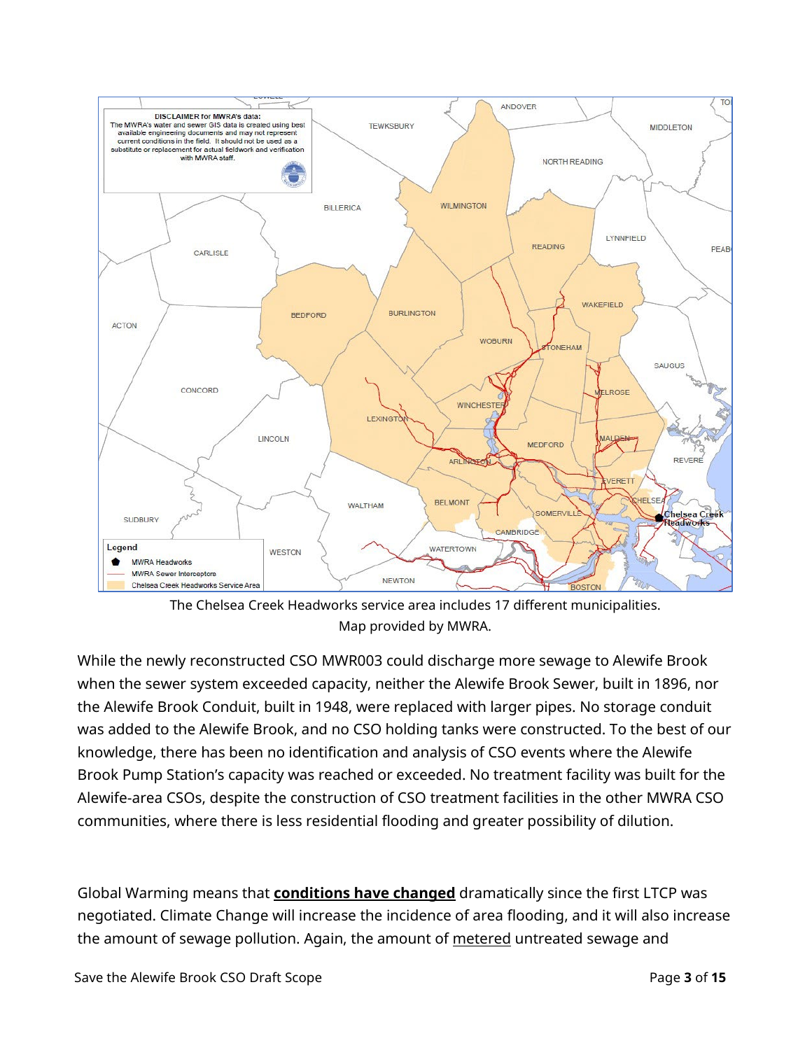The Chelsea Creek Headworks service area includes 17 different municipalities.
Map provided by MWRA.

While the newly reconstructed CSO MWR003 could discharge more sewage to Alewife Brook when the sewer system exceeded capacity, neither the Alewife Brook Sewer, built in 1896, nor the Alewife Brook Conduit, built in 1948, were replaced with larger pipes. No storage conduit was added to the Alewife Brook, and no CSO holding tanks were constructed. To the best of our knowledge, there has been no identification and analysis of CSO events where the Alewife Brook Pump Station's capacity was reached or exceeded. No treatment facility was built for the Alewife-area CSOs, despite the construction of CSO treatment facilities in the other MWRA CSO communities, where there is less residential flooding and greater possibility of dilution.

Global Warming means that **conditions have changed** dramatically since the first LTCP was negotiated. Climate Change will increase the incidence of area flooding, and it will also increase the amount of sewage pollution. Again, the amount of metered untreated sewage and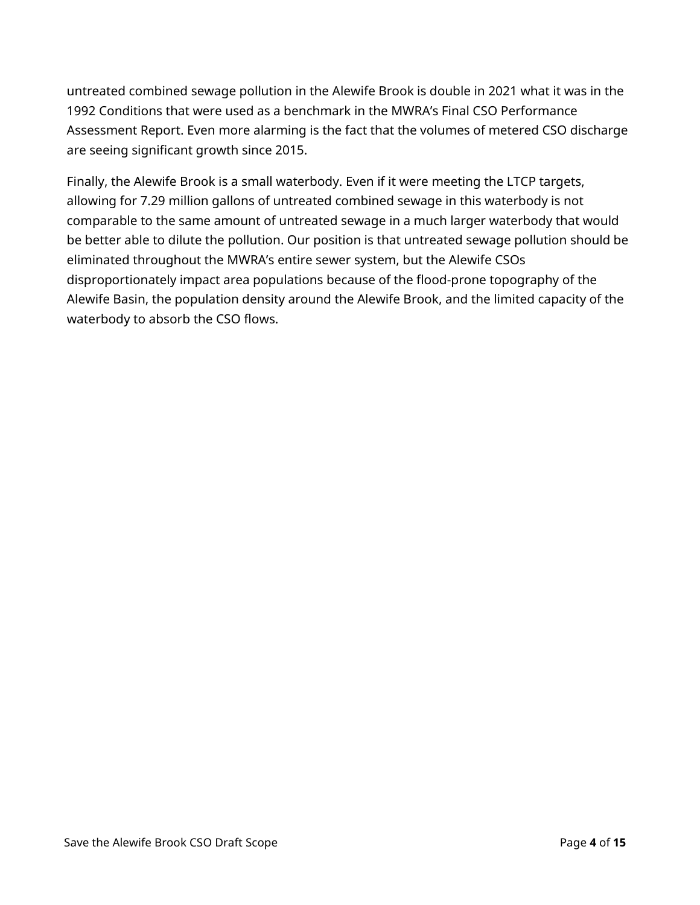untreated combined sewage pollution in the Alewife Brook is double in 2021 what it was in the 1992 Conditions that were used as a benchmark in the MWRA's Final CSO Performance Assessment Report. Even more alarming is the fact that the volumes of metered CSO discharge are seeing significant growth since 2015.

Finally, the Alewife Brook is a small waterbody. Even if it were meeting the LTCP targets, allowing for 7.29 million gallons of untreated combined sewage in this waterbody is not comparable to the same amount of untreated sewage in a much larger waterbody that would be better able to dilute the pollution. Our position is that untreated sewage pollution should be eliminated throughout the MWRA's entire sewer system, but the Alewife CSOs disproportionately impact area populations because of the flood-prone topography of the Alewife Basin, the population density around the Alewife Brook, and the limited capacity of the waterbody to absorb the CSO flows.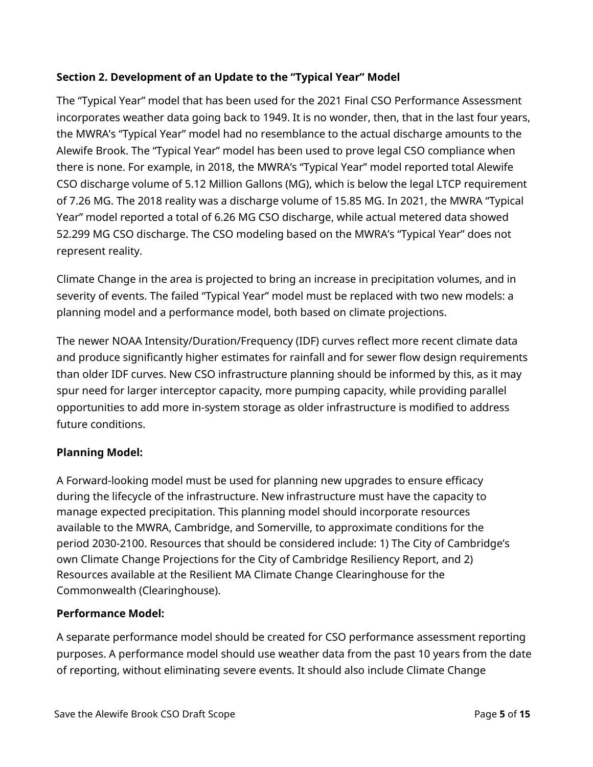## Section 2. Development of an Update to the "Typical Year" Model

The "Typical Year" model that has been used for the 2021 Final CSO Performance Assessment incorporates weather data going back to 1949. It is no wonder, then, that in the last four years, the MWRA's "Typical Year" model had no resemblance to the actual discharge amounts to the Alewife Brook. The "Typical Year" model has been used to prove legal CSO compliance when there is none. For example, in 2018, the MWRA's "Typical Year" model reported total Alewife CSO discharge volume of 5.12 Million Gallons (MG), which is below the legal LTCP requirement of 7.26 MG. The 2018 reality was a discharge volume of 15.85 MG. In 2021, the MWRA "Typical Year" model reported a total of 6.26 MG CSO discharge, while actual metered data showed 52.299 MG CSO discharge. The CSO modeling based on the MWRA's "Typical Year" does not represent reality.

Climate Change in the area is projected to bring an increase in precipitation volumes, and in severity of events. The failed "Typical Year" model must be replaced with two new models: a planning model and a performance model, both based on climate projections.

The newer NOAA Intensity/Duration/Frequency (IDF) curves reflect more recent climate data and produce significantly higher estimates for rainfall and for sewer flow design requirements than older IDF curves. New CSO infrastructure planning should be informed by this, as it may spur need for larger interceptor capacity, more pumping capacity, while providing parallel opportunities to add more in-system storage as older infrastructure is modified to address future conditions.

### Planning Model:

A Forward-looking model must be used for planning new upgrades to ensure efficacy during the lifecycle of the infrastructure. New infrastructure must have the capacity to manage expected precipitation. This planning model should incorporate resources available to the MWRA, Cambridge, and Somerville, to approximate conditions for the period 2030-2100. Resources that should be considered include: 1) The City of Cambridge's own Climate Change Projections for the City of Cambridge Resiliency Report, and 2) Resources available at the Resilient MA Climate Change Clearinghouse for the Commonwealth (Clearinghouse).

### Performance Model:

A separate performance model should be created for CSO performance assessment reporting purposes. A performance model should use weather data from the past 10 years from the date of reporting, without eliminating severe events. It should also include Climate Change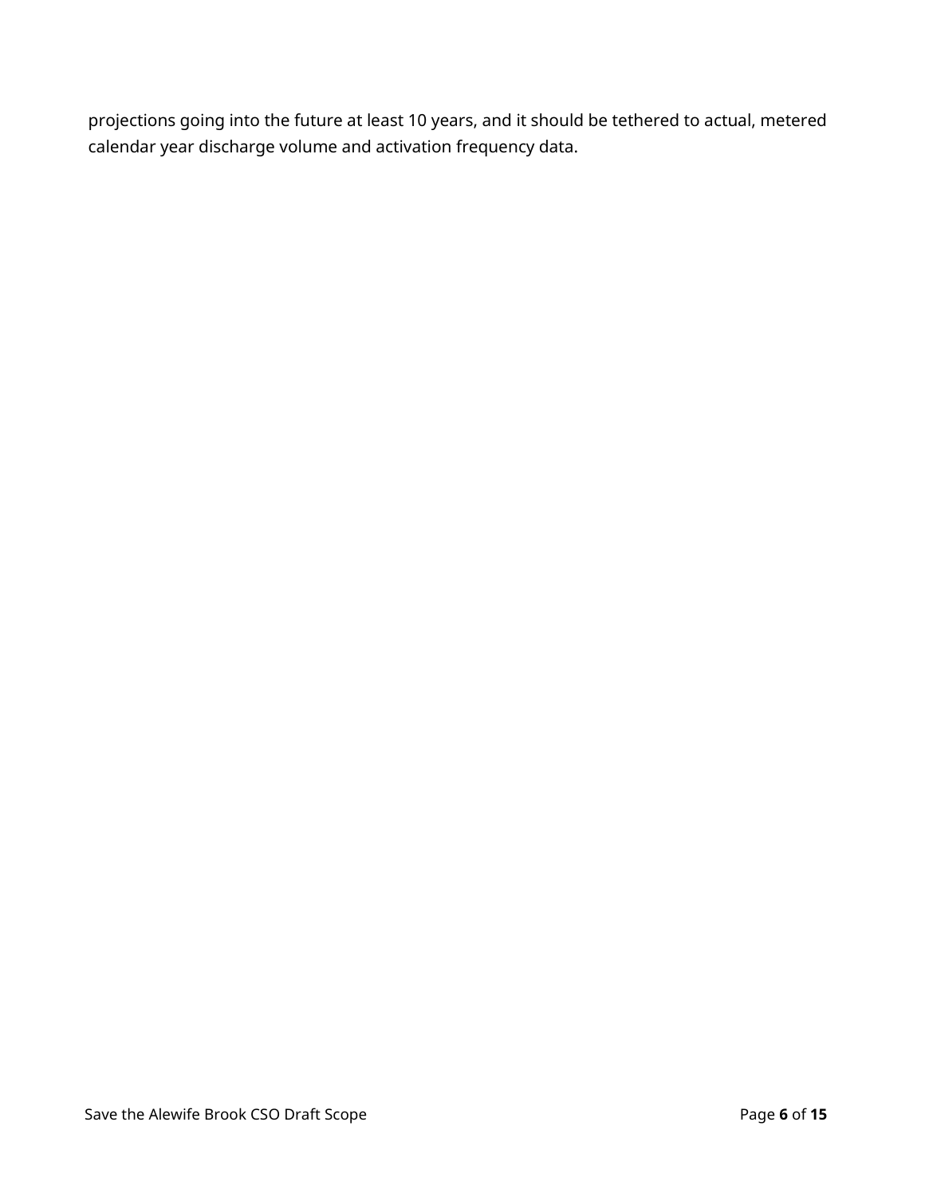projections going into the future at least 10 years, and it should be tethered to actual, metered calendar year discharge volume and activation frequency data.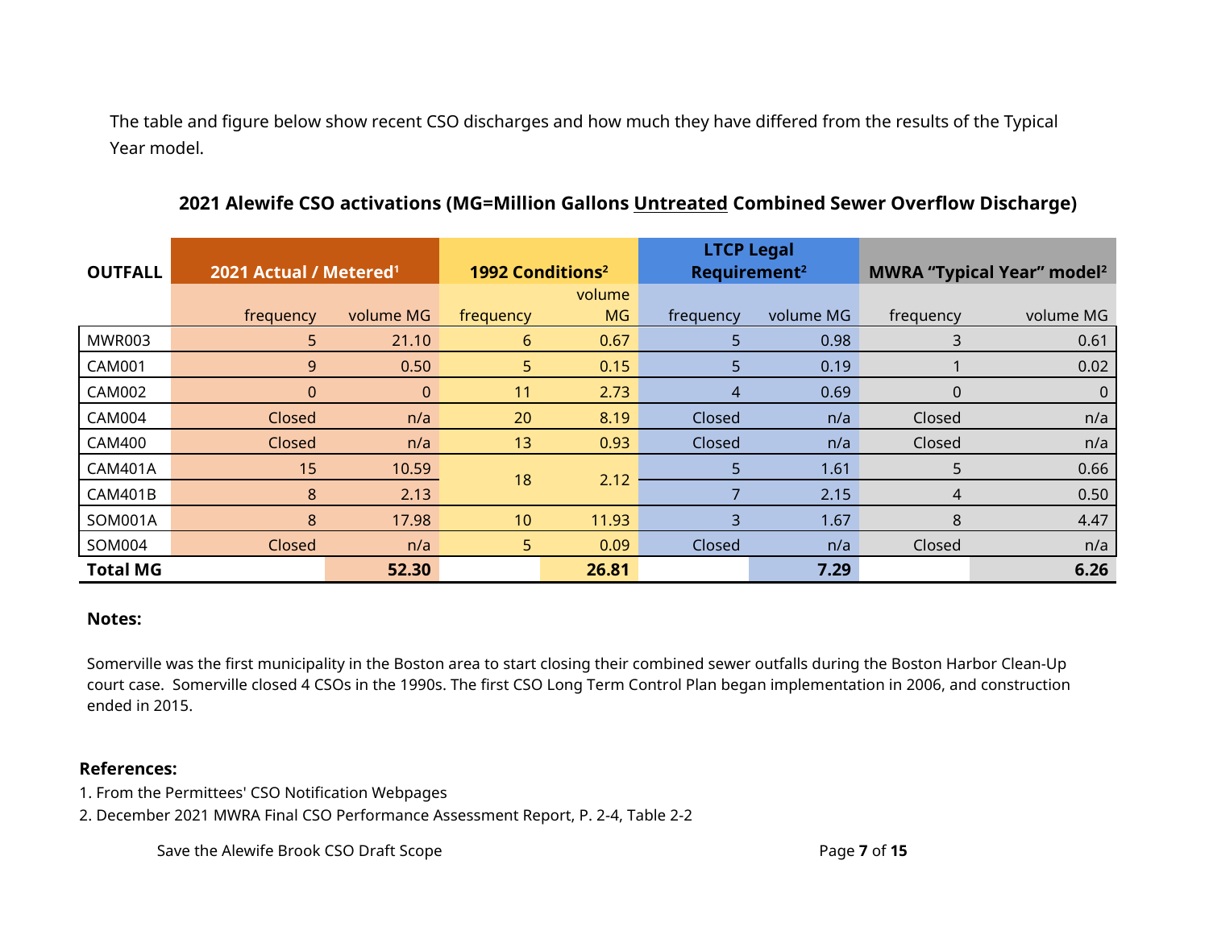The table and figure below show recent CSO discharges and how much they have differed from the results of the Typical Year model.

**2021 Alewife CSO activations (MG=Million Gallons Untreated Combined Sewer Overflow Discharge)**

| OUTFALL | 2021 Actual / Metered[1] | | 1992 Conditions[2] | | LTCP Legal Requirement[2] | | MWRA "Typical Year" model[2] | |
|---|---|---|---|---|---|---|---|---|
| | frequency | volume MG | frequency | volume MG | frequency | volume MG | frequency | volume MG |
| MWR003 | 5 | 21.10 | 6 | 0.67 | 5 | 0.98 | 3 | 0.61 |
| CAM001 | 9 | 0.50 | 5 | 0.15 | 5 | 0.19 | 1 | 0.02 |
| CAM002 | 0 | 0 | 11 | 2.73 | 4 | 0.69 | 0 | 0 |
| CAM004 | Closed | n/a | 20 | 8.19 | Closed | n/a | Closed | n/a |
| CAM400 | Closed | n/a | 13 | 0.93 | Closed | n/a | Closed | n/a |
| CAM401A | 15 | 10.59 | 18 | 2.12 | 5 | 1.61 | 5 | 0.66 |
| CAM401B | 8 | 2.13 | | | 7 | 2.15 | 4 | 0.50 |
| SOM001A | 8 | 17.98 | 10 | 11.93 | 3 | 1.67 | 8 | 4.47 |
| SOM004 | Closed | n/a | 5 | 0.09 | Closed | n/a | Closed | n/a |
| **Total MG** | | **52.30** | | **26.81** | | **7.29** | | **6.26** |

**Notes:**

Somerville was the first municipality in the Boston area to start closing their combined sewer outfalls during the Boston Harbor Clean-Up court case. Somerville closed 4 CSOs in the 1990s. The first CSO Long Term Control Plan began implementation in 2006, and construction ended in 2015.

**References:**

1. From the Permittees' CSO Notification Webpages
2. December 2021 MWRA Final CSO Performance Assessment Report, P. 2-4, Table 2-2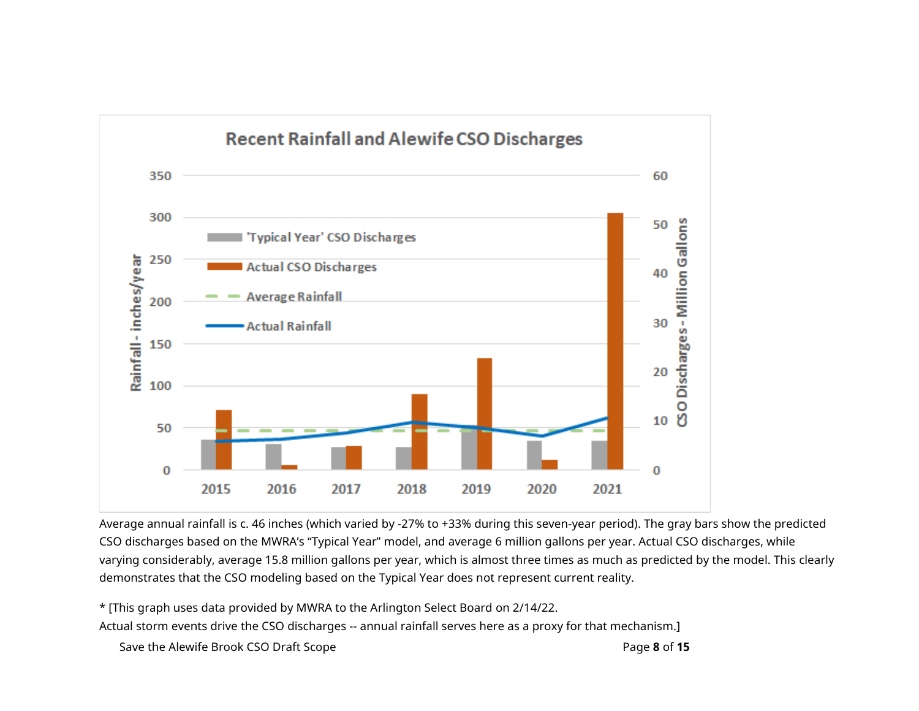Average annual rainfall is c. 46 inches (which varied by -27% to +33% during this seven-year period). The gray bars show the predicted CSO discharges based on the MWRA's "Typical Year" model, and average 6 million gallons per year. Actual CSO discharges, while varying considerably, average 15.8 million gallons per year, which is almost three times as much as predicted by the model. This clearly demonstrates that the CSO modeling based on the Typical Year does not represent current reality.

* [This graph uses data provided by MWRA to the Arlington Select Board on 2/14/22.
Actual storm events drive the CSO discharges -- annual rainfall serves here as a proxy for that mechanism.]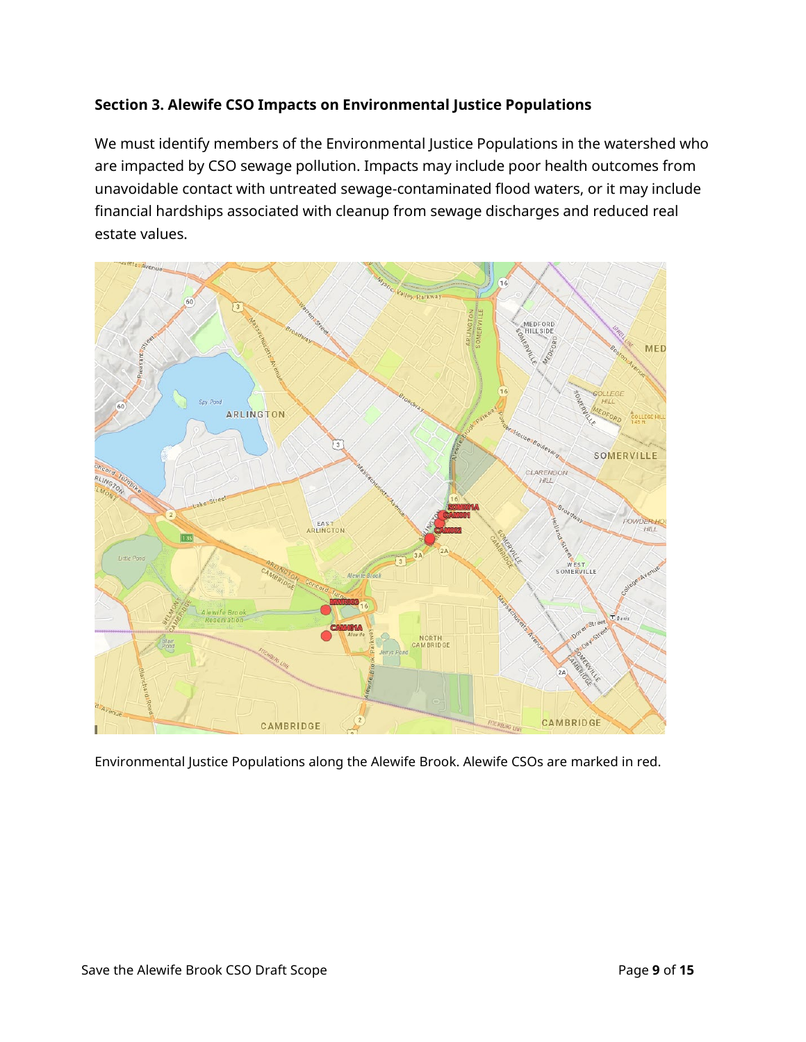### Section 3. Alewife CSO Impacts on Environmental Justice Populations

We must identify members of the Environmental Justice Populations in the watershed who are impacted by CSO sewage pollution. Impacts may include poor health outcomes from unavoidable contact with untreated sewage-contaminated flood waters, or it may include financial hardships associated with cleanup from sewage discharges and reduced real estate values.

Environmental Justice Populations along the Alewife Brook. Alewife CSOs are marked in red.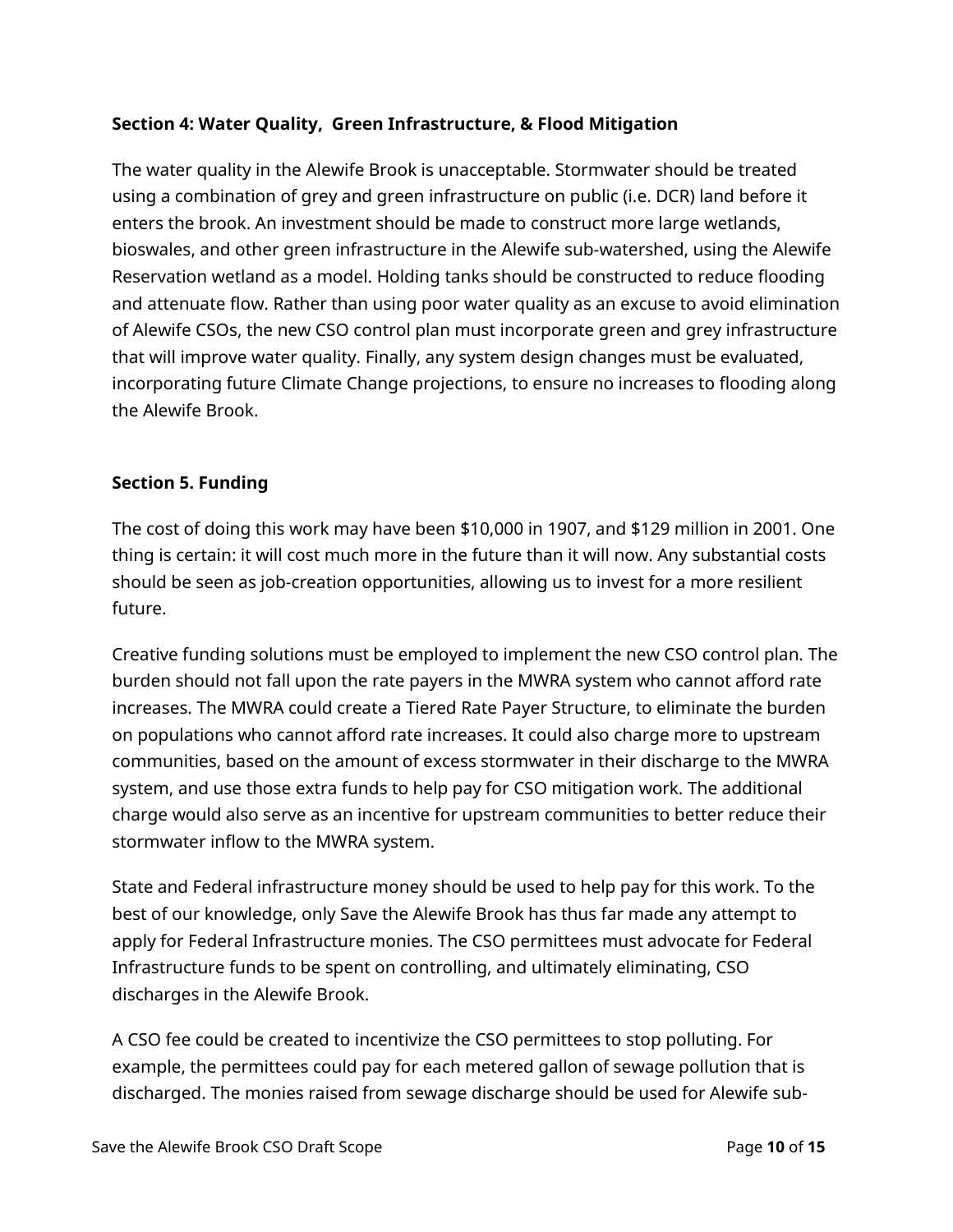**Section 4: Water Quality, Green Infrastructure, & Flood Mitigation**

The water quality in the Alewife Brook is unacceptable. Stormwater should be treated using a combination of grey and green infrastructure on public (i.e. DCR) land before it enters the brook. An investment should be made to construct more large wetlands, bioswales, and other green infrastructure in the Alewife sub-watershed, using the Alewife Reservation wetland as a model. Holding tanks should be constructed to reduce flooding and attenuate flow. Rather than using poor water quality as an excuse to avoid elimination of Alewife CSOs, the new CSO control plan must incorporate green and grey infrastructure that will improve water quality. Finally, any system design changes must be evaluated, incorporating future Climate Change projections, to ensure no increases to flooding along the Alewife Brook.

**Section 5. Funding**

The cost of doing this work may have been $10,000 in 1907, and $129 million in 2001. One thing is certain: it will cost much more in the future than it will now. Any substantial costs should be seen as job-creation opportunities, allowing us to invest for a more resilient future.

Creative funding solutions must be employed to implement the new CSO control plan. The burden should not fall upon the rate payers in the MWRA system who cannot afford rate increases. The MWRA could create a Tiered Rate Payer Structure, to eliminate the burden on populations who cannot afford rate increases. It could also charge more to upstream communities, based on the amount of excess stormwater in their discharge to the MWRA system, and use those extra funds to help pay for CSO mitigation work. The additional charge would also serve as an incentive for upstream communities to better reduce their stormwater inflow to the MWRA system.

State and Federal infrastructure money should be used to help pay for this work. To the best of our knowledge, only Save the Alewife Brook has thus far made any attempt to apply for Federal Infrastructure monies. The CSO permittees must advocate for Federal Infrastructure funds to be spent on controlling, and ultimately eliminating, CSO discharges in the Alewife Brook.

A CSO fee could be created to incentivize the CSO permittees to stop polluting. For example, the permittees could pay for each metered gallon of sewage pollution that is discharged. The monies raised from sewage discharge should be used for Alewife sub-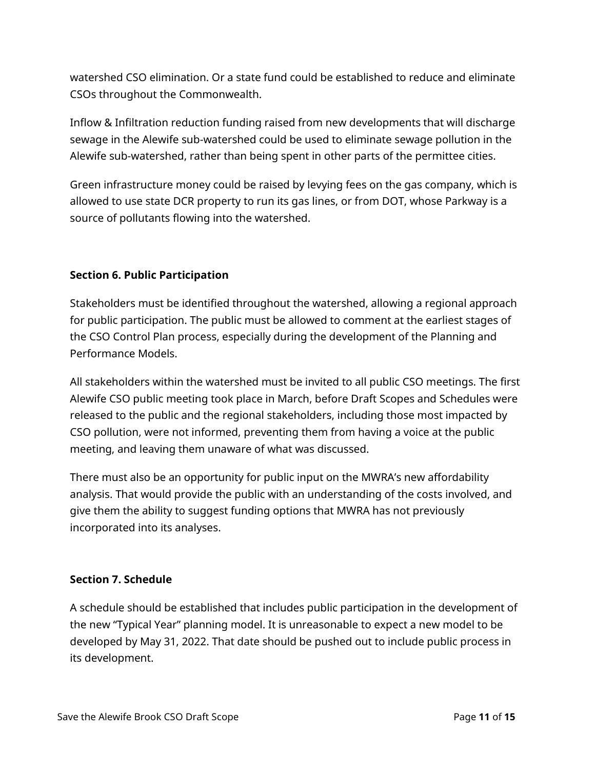watershed CSO elimination. Or a state fund could be established to reduce and eliminate CSOs throughout the Commonwealth.

Inflow & Infiltration reduction funding raised from new developments that will discharge sewage in the Alewife sub-watershed could be used to eliminate sewage pollution in the Alewife sub-watershed, rather than being spent in other parts of the permittee cities.

Green infrastructure money could be raised by levying fees on the gas company, which is allowed to use state DCR property to run its gas lines, or from DOT, whose Parkway is a source of pollutants flowing into the watershed.

**Section 6. Public Participation**

Stakeholders must be identified throughout the watershed, allowing a regional approach for public participation. The public must be allowed to comment at the earliest stages of the CSO Control Plan process, especially during the development of the Planning and Performance Models.

All stakeholders within the watershed must be invited to all public CSO meetings. The first Alewife CSO public meeting took place in March, before Draft Scopes and Schedules were released to the public and the regional stakeholders, including those most impacted by CSO pollution, were not informed, preventing them from having a voice at the public meeting, and leaving them unaware of what was discussed.

There must also be an opportunity for public input on the MWRA's new affordability analysis. That would provide the public with an understanding of the costs involved, and give them the ability to suggest funding options that MWRA has not previously incorporated into its analyses.

**Section 7. Schedule**

A schedule should be established that includes public participation in the development of the new "Typical Year" planning model. It is unreasonable to expect a new model to be developed by May 31, 2022. That date should be pushed out to include public process in its development.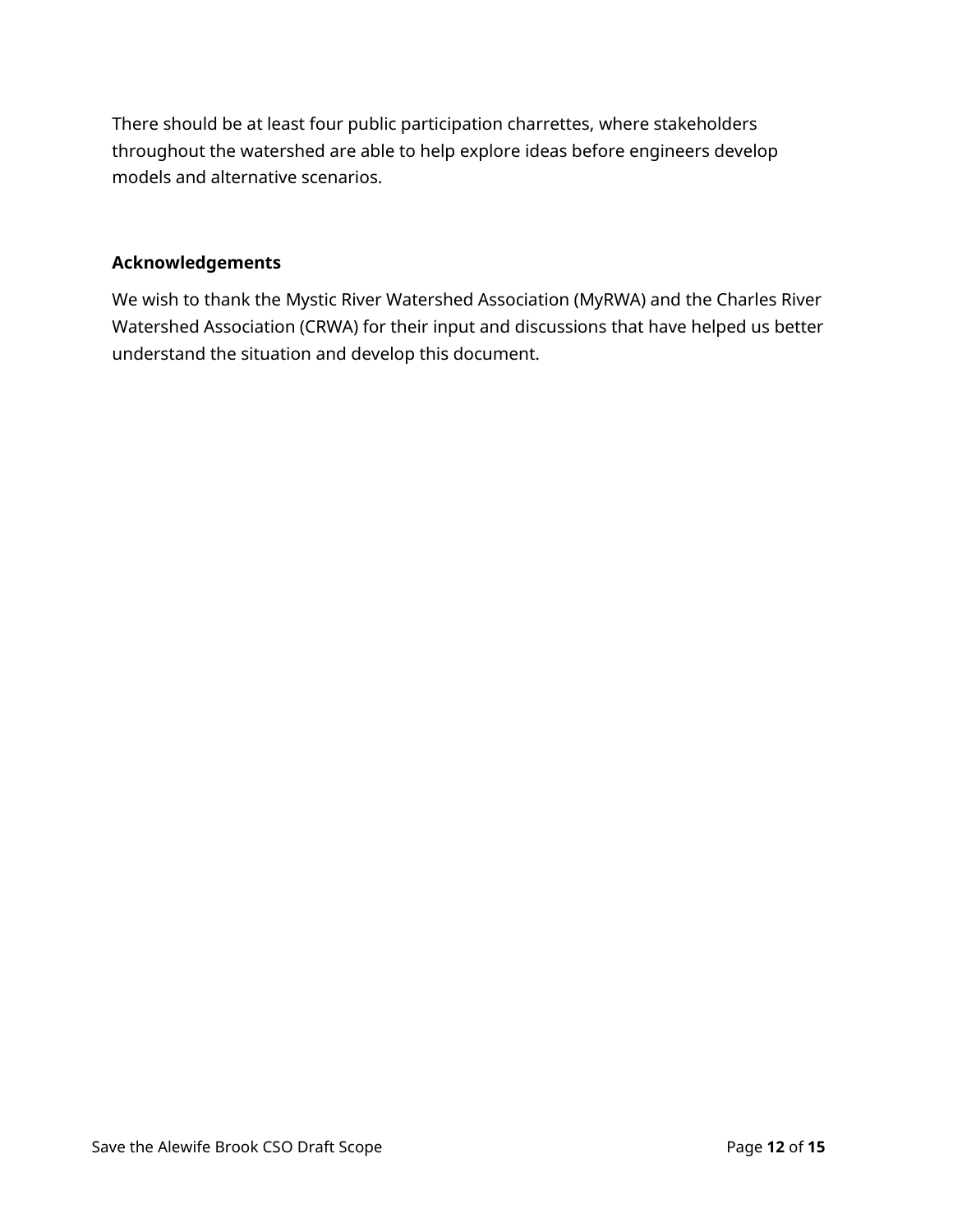There should be at least four public participation charrettes, where stakeholders throughout the watershed are able to help explore ideas before engineers develop models and alternative scenarios.

## Acknowledgements

We wish to thank the Mystic River Watershed Association (MyRWA) and the Charles River Watershed Association (CRWA) for their input and discussions that have helped us better understand the situation and develop this document.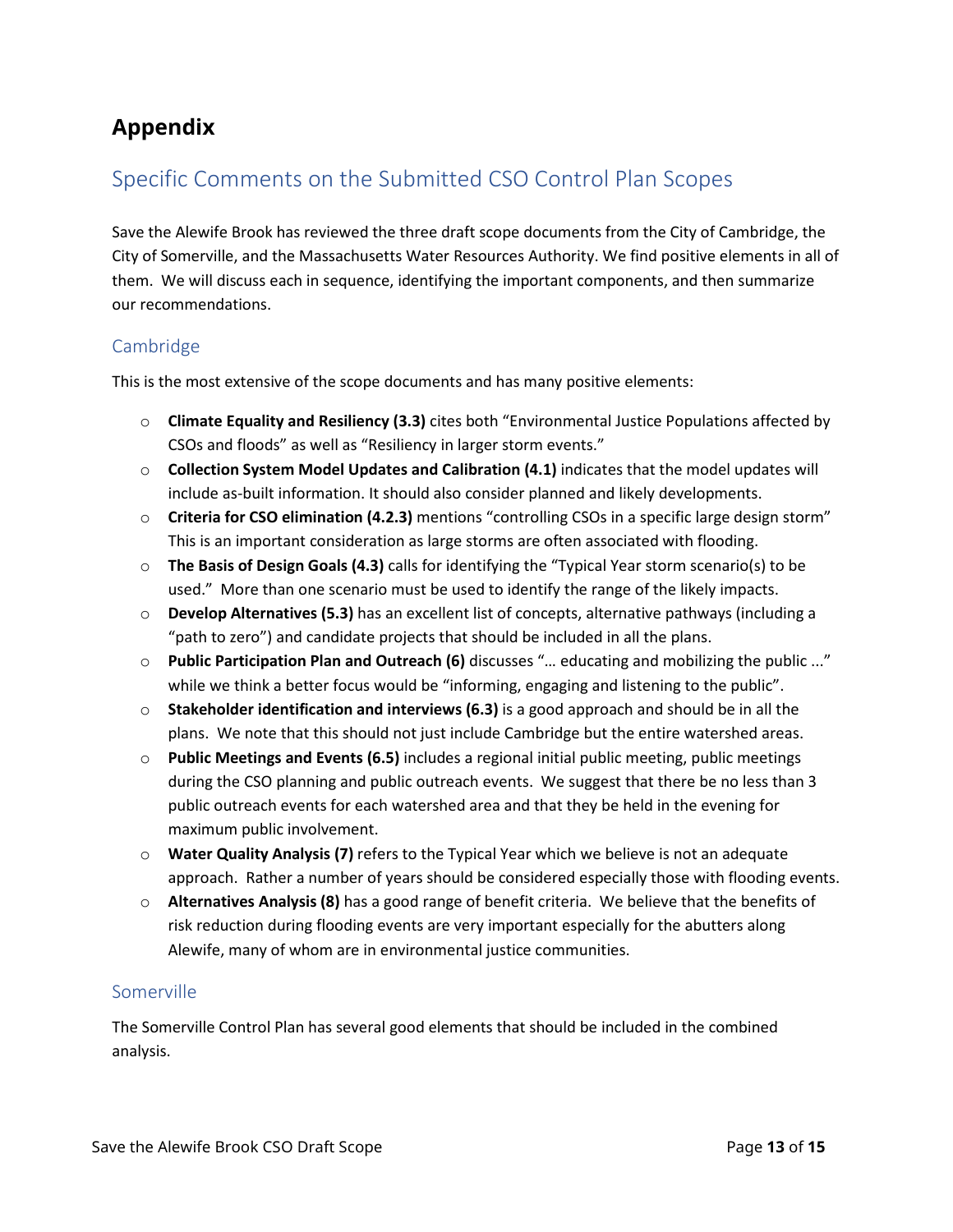# Appendix

## Specific Comments on the Submitted CSO Control Plan Scopes

Save the Alewife Brook has reviewed the three draft scope documents from the City of Cambridge, the City of Somerville, and the Massachusetts Water Resources Authority. We find positive elements in all of them. We will discuss each in sequence, identifying the important components, and then summarize our recommendations.

### Cambridge

This is the most extensive of the scope documents and has many positive elements:

- **Climate Equality and Resiliency (3.3)** cites both "Environmental Justice Populations affected by CSOs and floods" as well as "Resiliency in larger storm events."
- **Collection System Model Updates and Calibration (4.1)** indicates that the model updates will include as-built information. It should also consider planned and likely developments.
- **Criteria for CSO elimination (4.2.3)** mentions "controlling CSOs in a specific large design storm" This is an important consideration as large storms are often associated with flooding.
- **The Basis of Design Goals (4.3)** calls for identifying the "Typical Year storm scenario(s) to be used." More than one scenario must be used to identify the range of the likely impacts.
- **Develop Alternatives (5.3)** has an excellent list of concepts, alternative pathways (including a "path to zero") and candidate projects that should be included in all the plans.
- **Public Participation Plan and Outreach (6)** discusses "… educating and mobilizing the public ..." while we think a better focus would be "informing, engaging and listening to the public".
- **Stakeholder identification and interviews (6.3)** is a good approach and should be in all the plans. We note that this should not just include Cambridge but the entire watershed areas.
- **Public Meetings and Events (6.5)** includes a regional initial public meeting, public meetings during the CSO planning and public outreach events. We suggest that there be no less than 3 public outreach events for each watershed area and that they be held in the evening for maximum public involvement.
- **Water Quality Analysis (7)** refers to the Typical Year which we believe is not an adequate approach. Rather a number of years should be considered especially those with flooding events.
- **Alternatives Analysis (8)** has a good range of benefit criteria. We believe that the benefits of risk reduction during flooding events are very important especially for the abutters along Alewife, many of whom are in environmental justice communities.

### Somerville

The Somerville Control Plan has several good elements that should be included in the combined analysis.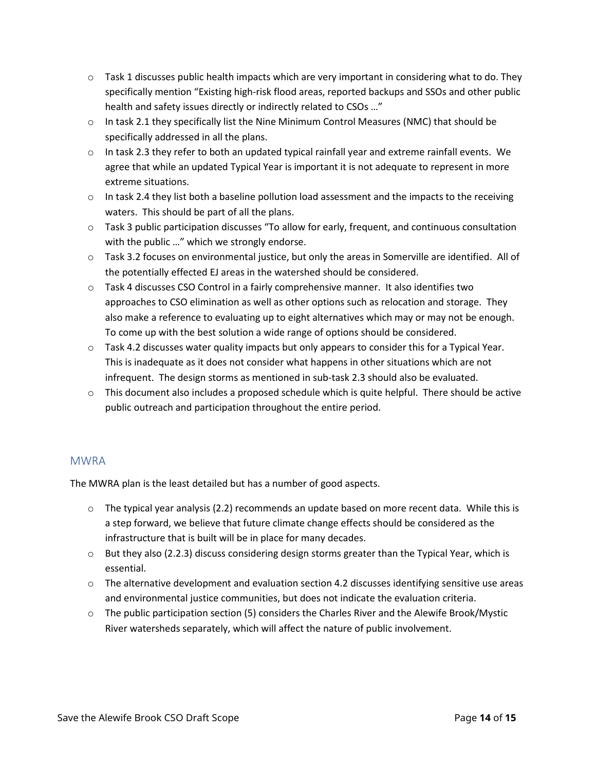- Task 1 discusses public health impacts which are very important in considering what to do. They specifically mention "Existing high-risk flood areas, reported backups and SSOs and other public health and safety issues directly or indirectly related to CSOs …"
- In task 2.1 they specifically list the Nine Minimum Control Measures (NMC) that should be specifically addressed in all the plans.
- In task 2.3 they refer to both an updated typical rainfall year and extreme rainfall events. We agree that while an updated Typical Year is important it is not adequate to represent in more extreme situations.
- In task 2.4 they list both a baseline pollution load assessment and the impacts to the receiving waters. This should be part of all the plans.
- Task 3 public participation discusses "To allow for early, frequent, and continuous consultation with the public …" which we strongly endorse.
- Task 3.2 focuses on environmental justice, but only the areas in Somerville are identified. All of the potentially effected EJ areas in the watershed should be considered.
- Task 4 discusses CSO Control in a fairly comprehensive manner. It also identifies two approaches to CSO elimination as well as other options such as relocation and storage. They also make a reference to evaluating up to eight alternatives which may or may not be enough. To come up with the best solution a wide range of options should be considered.
- Task 4.2 discusses water quality impacts but only appears to consider this for a Typical Year. This is inadequate as it does not consider what happens in other situations which are not infrequent. The design storms as mentioned in sub-task 2.3 should also be evaluated.
- This document also includes a proposed schedule which is quite helpful. There should be active public outreach and participation throughout the entire period.

## MWRA

The MWRA plan is the least detailed but has a number of good aspects.

- The typical year analysis (2.2) recommends an update based on more recent data. While this is a step forward, we believe that future climate change effects should be considered as the infrastructure that is built will be in place for many decades.
- But they also (2.2.3) discuss considering design storms greater than the Typical Year, which is essential.
- The alternative development and evaluation section 4.2 discusses identifying sensitive use areas and environmental justice communities, but does not indicate the evaluation criteria.
- The public participation section (5) considers the Charles River and the Alewife Brook/Mystic River watersheds separately, which will affect the nature of public involvement.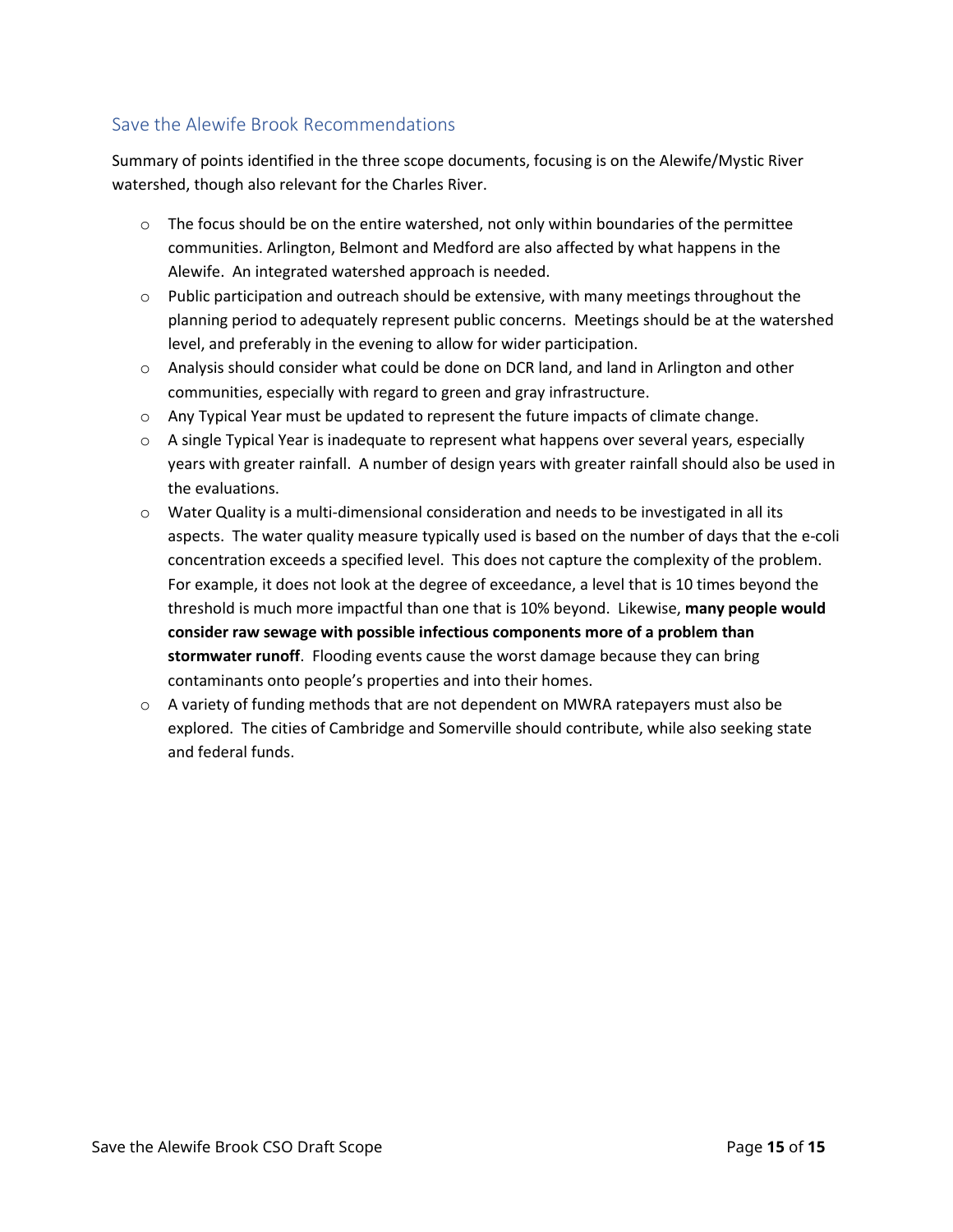## Save the Alewife Brook Recommendations

Summary of points identified in the three scope documents, focusing is on the Alewife/Mystic River watershed, though also relevant for the Charles River.

- The focus should be on the entire watershed, not only within boundaries of the permittee communities. Arlington, Belmont and Medford are also affected by what happens in the Alewife. An integrated watershed approach is needed.
- Public participation and outreach should be extensive, with many meetings throughout the planning period to adequately represent public concerns. Meetings should be at the watershed level, and preferably in the evening to allow for wider participation.
- Analysis should consider what could be done on DCR land, and land in Arlington and other communities, especially with regard to green and gray infrastructure.
- Any Typical Year must be updated to represent the future impacts of climate change.
- A single Typical Year is inadequate to represent what happens over several years, especially years with greater rainfall. A number of design years with greater rainfall should also be used in the evaluations.
- Water Quality is a multi-dimensional consideration and needs to be investigated in all its aspects. The water quality measure typically used is based on the number of days that the e-coli concentration exceeds a specified level. This does not capture the complexity of the problem. For example, it does not look at the degree of exceedance, a level that is 10 times beyond the threshold is much more impactful than one that is 10% beyond. Likewise, **many people would consider raw sewage with possible infectious components more of a problem than stormwater runoff**. Flooding events cause the worst damage because they can bring contaminants onto people's properties and into their homes.
- A variety of funding methods that are not dependent on MWRA ratepayers must also be explored. The cities of Cambridge and Somerville should contribute, while also seeking state and federal funds.